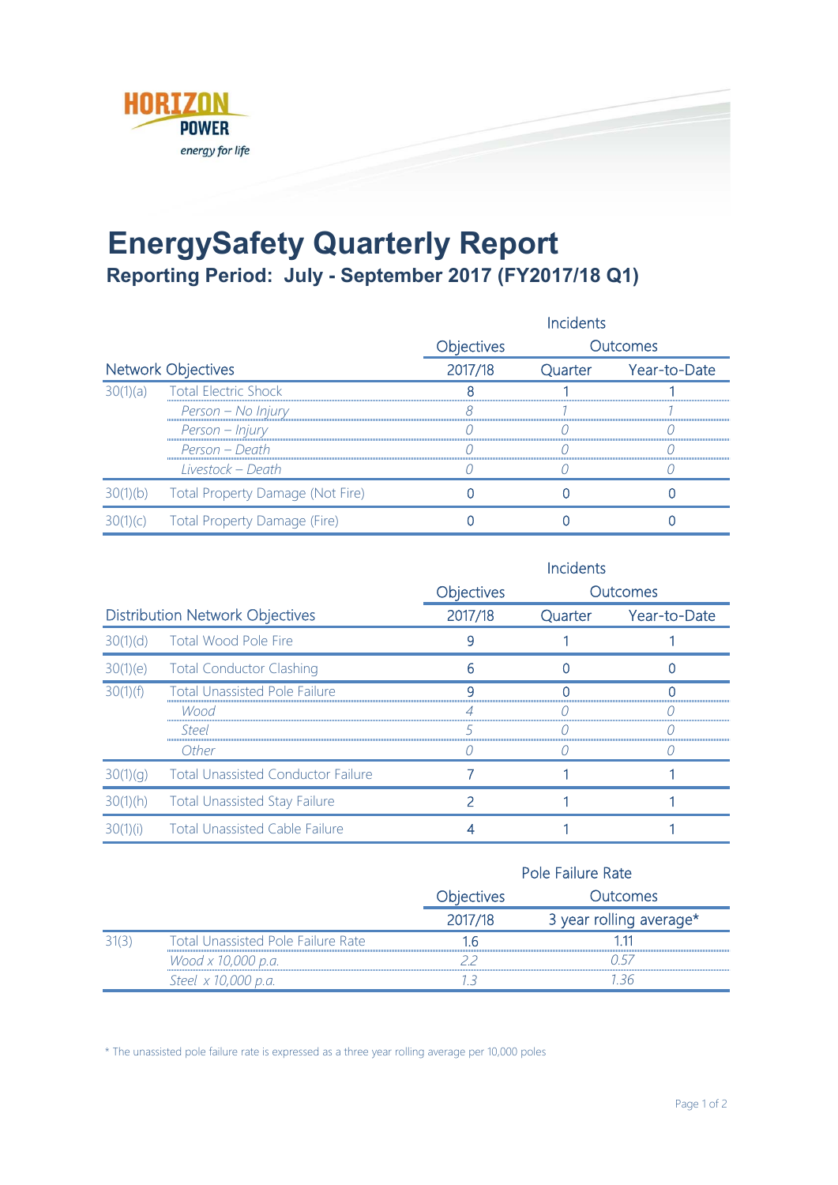HORIZON POWER
energy for life

# EnergySafety Quarterly Report

## Reporting Period: July - September 2017 (FY2017/18 Q1)

| | | Incidents | | |
|---|---|---|---|---|
| | | Objectives | Outcomes | |
| Network Objectives | | 2017/18 | Quarter | Year-to-Date |
| 30(1)(a) | Total Electric Shock | 8 | 1 | 1 |
| | *Person – No Injury* | *8* | *1* | *1* |
| | *Person – Injury* | *0* | *0* | *0* |
| | *Person – Death* | *0* | *0* | *0* |
| | *Livestock – Death* | *0* | *0* | *0* |
| 30(1)(b) | Total Property Damage (Not Fire) | 0 | 0 | 0 |
| 30(1)(c) | Total Property Damage (Fire) | 0 | 0 | 0 |

| | | Incidents | | |
|---|---|---|---|---|
| | | Objectives | Outcomes | |
| Distribution Network Objectives | | 2017/18 | Quarter | Year-to-Date |
| 30(1)(d) | Total Wood Pole Fire | 9 | 1 | 1 |
| 30(1)(e) | Total Conductor Clashing | 6 | 0 | 0 |
| 30(1)(f) | Total Unassisted Pole Failure | 9 | 0 | 0 |
| | *Wood* | *4* | *0* | *0* |
| | *Steel* | *5* | *0* | *0* |
| | *Other* | *0* | *0* | *0* |
| 30(1)(g) | Total Unassisted Conductor Failure | 7 | 1 | 1 |
| 30(1)(h) | Total Unassisted Stay Failure | 2 | 1 | 1 |
| 30(1)(i) | Total Unassisted Cable Failure | 4 | 1 | 1 |

| | | Pole Failure Rate | |
|---|---|---|---|
| | | Objectives | Outcomes |
| | | 2017/18 | 3 year rolling average* |
| 31(3) | Total Unassisted Pole Failure Rate | 1.6 | 1.11 |
| | *Wood x 10,000 p.a.* | *2.2* | *0.57* |
| | *Steel x 10,000 p.a.* | *1.3* | *1.36* |

* The unassisted pole failure rate is expressed as a three year rolling average per 10,000 poles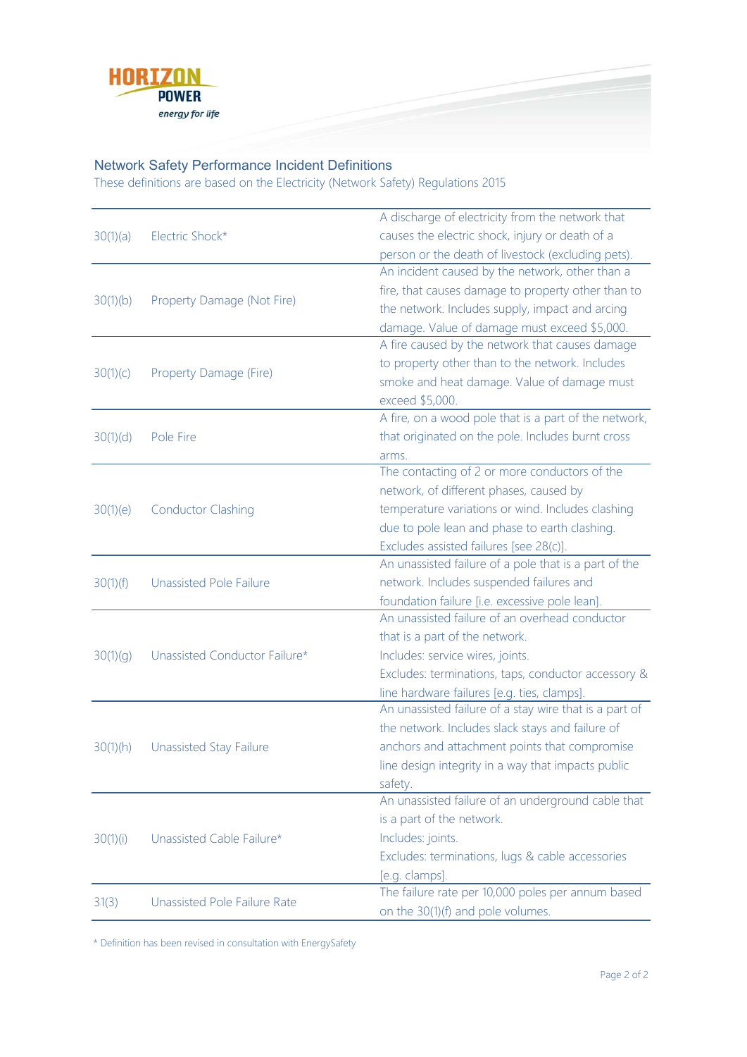## Network Safety Performance Incident Definitions

These definitions are based on the Electricity (Network Safety) Regulations 2015

| | | |
|---|---|---|
| 30(1)(a) | Electric Shock* | A discharge of electricity from the network that causes the electric shock, injury or death of a person or the death of livestock (excluding pets). |
| 30(1)(b) | Property Damage (Not Fire) | An incident caused by the network, other than a fire, that causes damage to property other than to the network. Includes supply, impact and arcing damage. Value of damage must exceed $5,000. |
| 30(1)(c) | Property Damage (Fire) | A fire caused by the network that causes damage to property other than to the network. Includes smoke and heat damage. Value of damage must exceed $5,000. |
| 30(1)(d) | Pole Fire | A fire, on a wood pole that is a part of the network, that originated on the pole. Includes burnt cross arms. |
| 30(1)(e) | Conductor Clashing | The contacting of 2 or more conductors of the network, of different phases, caused by temperature variations or wind. Includes clashing due to pole lean and phase to earth clashing. Excludes assisted failures [see 28(c)]. |
| 30(1)(f) | Unassisted Pole Failure | An unassisted failure of a pole that is a part of the network. Includes suspended failures and foundation failure [i.e. excessive pole lean]. |
| 30(1)(g) | Unassisted Conductor Failure* | An unassisted failure of an overhead conductor that is a part of the network.<br>Includes: service wires, joints.<br>Excludes: terminations, taps, conductor accessory & line hardware failures [e.g. ties, clamps]. |
| 30(1)(h) | Unassisted Stay Failure | An unassisted failure of a stay wire that is a part of the network. Includes slack stays and failure of anchors and attachment points that compromise line design integrity in a way that impacts public safety. |
| 30(1)(i) | Unassisted Cable Failure* | An unassisted failure of an underground cable that is a part of the network.<br>Includes: joints.<br>Excludes: terminations, lugs & cable accessories [e.g. clamps]. |
| 31(3) | Unassisted Pole Failure Rate | The failure rate per 10,000 poles per annum based on the 30(1)(f) and pole volumes. |

* Definition has been revised in consultation with EnergySafety